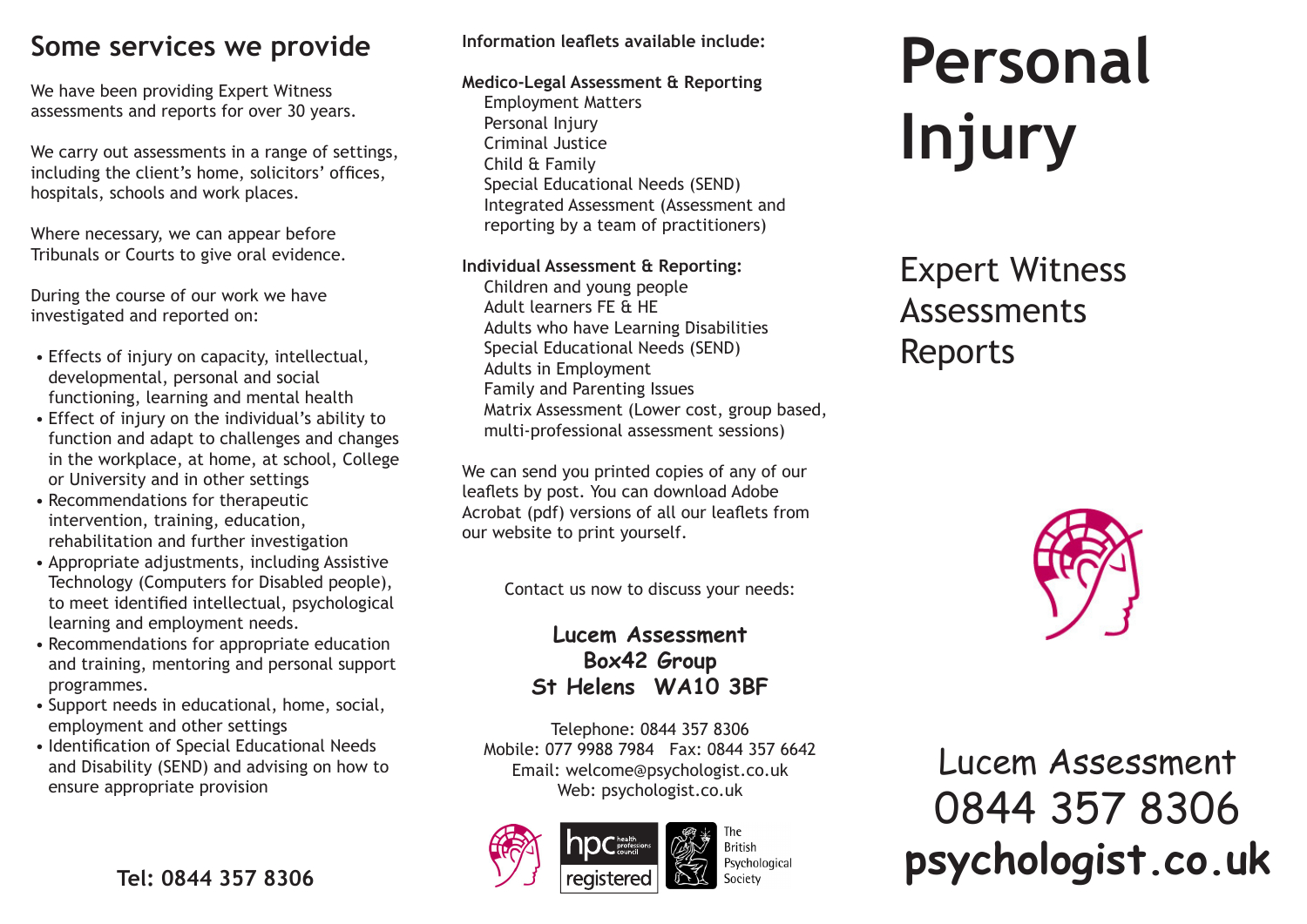## Some services we provide

We have been providing Expert Witness assessments and reports for over 30 years.

We carry out assessments in a range of settings, including the client's home, solicitors' offices, hospitals, schools and work places.

Where necessary, we can appear before Tribunals or Courts to give oral evidence.

During the course of our work we have investigated and reported on:

- Effects of injury on capacity, intellectual, developmental, personal and social functioning, learning and mental health
- Effect of injury on the individual's ability to function and adapt to challenges and changes in the workplace, at home, at school, College or University and in other settings
- Recommendations for therapeutic intervention, training, education, rehabilitation and further investigation
- Appropriate adjustments, including Assistive Technology (Computers for Disabled people), to meet identified intellectual, psychological learning and employment needs.
- Recommendations for appropriate education and training, mentoring and personal support programmes.
- Support needs in educational, home, social, employment and other settings
- Identification of Special Educational Needs and Disability (SEND) and advising on how to ensure appropriate provision

**Tel: 0844 357 8306**

**Information leaflets available include:**

**Medico-Legal Assessment & Reporting**

- Employment Matters
- Personal Injury
- Criminal Justice
- Child & Family
- Special Educational Needs (SEND)
- Integrated Assessment (Assessment and reporting by a team of practitioners)

**Individual Assessment & Reporting:**

- Children and young people
- Adult learners FE & HE
- Adults who have Learning Disabilities
- Special Educational Needs (SEND)
- Adults in Employment
- Family and Parenting Issues
- Matrix Assessment (Lower cost, group based, multi-professional assessment sessions)

We can send you printed copies of any of our leaflets by post. You can download Adobe Acrobat (pdf) versions of all our leaflets from our website to print yourself.

Contact us now to discuss your needs:

**Lucem Assessment**
**Box42 Group**
**St Helens WA10 3BF**

Telephone: 0844 357 8306
Mobile: 077 9988 7984 Fax: 0844 357 6642
Email: welcome@psychologist.co.uk
Web: psychologist.co.uk

hpc health professions council registered

The British Psychological Society

# Personal Injury

## Expert Witness Assessments Reports

Lucem Assessment
0844 357 8306
**psychologist.co.uk**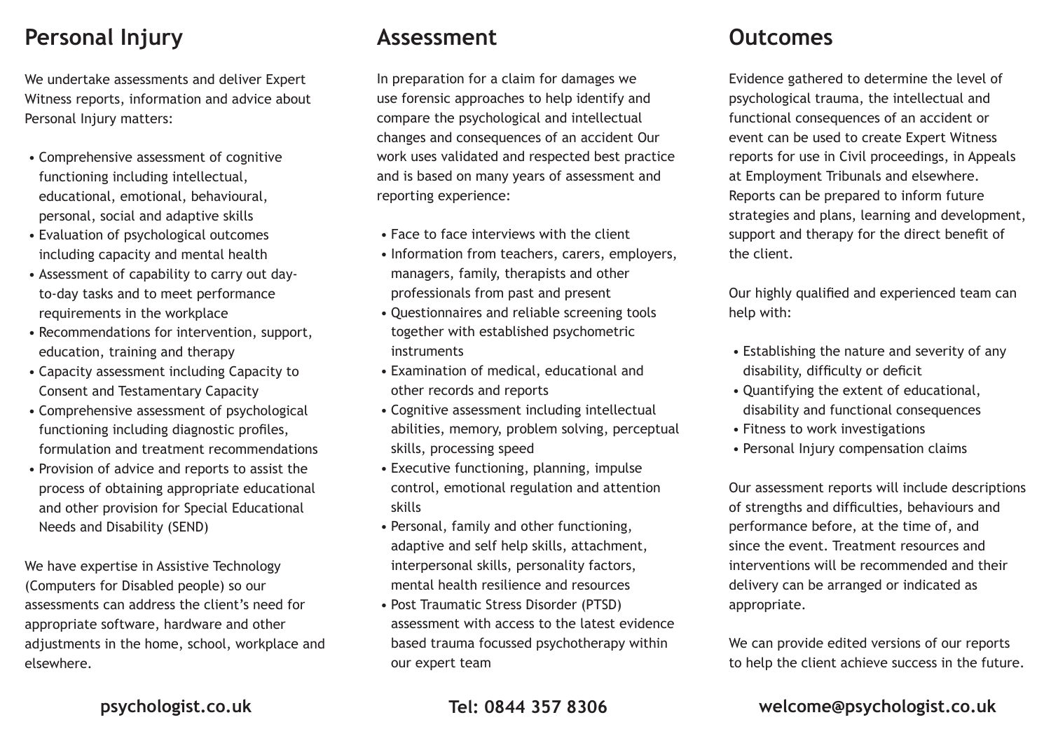## Personal Injury

We undertake assessments and deliver Expert Witness reports, information and advice about Personal Injury matters:

- Comprehensive assessment of cognitive functioning including intellectual, educational, emotional, behavioural, personal, social and adaptive skills
- Evaluation of psychological outcomes including capacity and mental health
- Assessment of capability to carry out day-to-day tasks and to meet performance requirements in the workplace
- Recommendations for intervention, support, education, training and therapy
- Capacity assessment including Capacity to Consent and Testamentary Capacity
- Comprehensive assessment of psychological functioning including diagnostic profiles, formulation and treatment recommendations
- Provision of advice and reports to assist the process of obtaining appropriate educational and other provision for Special Educational Needs and Disability (SEND)

We have expertise in Assistive Technology (Computers for Disabled people) so our assessments can address the client's need for appropriate software, hardware and other adjustments in the home, school, workplace and elsewhere.

## Assessment

In preparation for a claim for damages we use forensic approaches to help identify and compare the psychological and intellectual changes and consequences of an accident Our work uses validated and respected best practice and is based on many years of assessment and reporting experience:

- Face to face interviews with the client
- Information from teachers, carers, employers, managers, family, therapists and other professionals from past and present
- Questionnaires and reliable screening tools together with established psychometric instruments
- Examination of medical, educational and other records and reports
- Cognitive assessment including intellectual abilities, memory, problem solving, perceptual skills, processing speed
- Executive functioning, planning, impulse control, emotional regulation and attention skills
- Personal, family and other functioning, adaptive and self help skills, attachment, interpersonal skills, personality factors, mental health resilience and resources
- Post Traumatic Stress Disorder (PTSD) assessment with access to the latest evidence based trauma focussed psychotherapy within our expert team

## Outcomes

Evidence gathered to determine the level of psychological trauma, the intellectual and functional consequences of an accident or event can be used to create Expert Witness reports for use in Civil proceedings, in Appeals at Employment Tribunals and elsewhere. Reports can be prepared to inform future strategies and plans, learning and development, support and therapy for the direct benefit of the client.

Our highly qualified and experienced team can help with:

- Establishing the nature and severity of any disability, difficulty or deficit
- Quantifying the extent of educational, disability and functional consequences
- Fitness to work investigations
- Personal Injury compensation claims

Our assessment reports will include descriptions of strengths and difficulties, behaviours and performance before, at the time of, and since the event. Treatment resources and interventions will be recommended and their delivery can be arranged or indicated as appropriate.

We can provide edited versions of our reports to help the client achieve success in the future.

**psychologist.co.uk** **Tel: 0844 357 8306** **welcome@psychologist.co.uk**